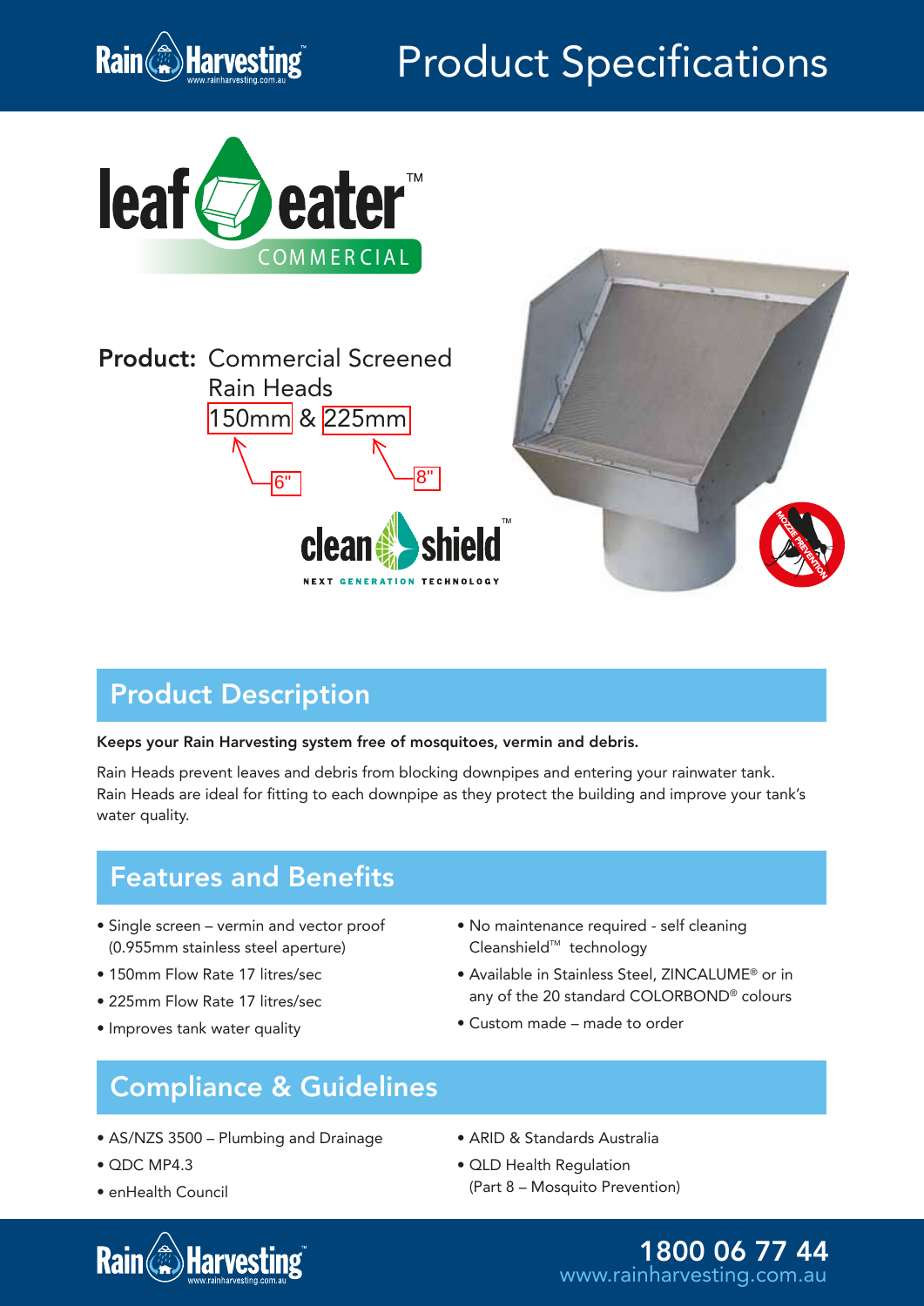# Product Specifications

leaf eater™ COMMERCIAL

**Product:** Commercial Screened Rain Heads 150mm & 225mm

6" 8"

clean shield™ NEXT GENERATION TECHNOLOGY

MOZZIE PREVENTION

## Product Description

**Keeps your Rain Harvesting system free of mosquitoes, vermin and debris.**

Rain Heads prevent leaves and debris from blocking downpipes and entering your rainwater tank. Rain Heads are ideal for fitting to each downpipe as they protect the building and improve your tank's water quality.

## Features and Benefits

- Single screen – vermin and vector proof (0.955mm stainless steel aperture)
- 150mm Flow Rate 17 litres/sec
- 225mm Flow Rate 17 litres/sec
- Improves tank water quality
- No maintenance required - self cleaning Cleanshield™ technology
- Available in Stainless Steel, ZINCALUME® or in any of the 20 standard COLORBOND® colours
- Custom made – made to order

## Compliance & Guidelines

- AS/NZS 3500 – Plumbing and Drainage
- QDC MP4.3
- enHealth Council
- ARID & Standards Australia
- QLD Health Regulation (Part 8 – Mosquito Prevention)

1800 06 77 44
www.rainharvesting.com.au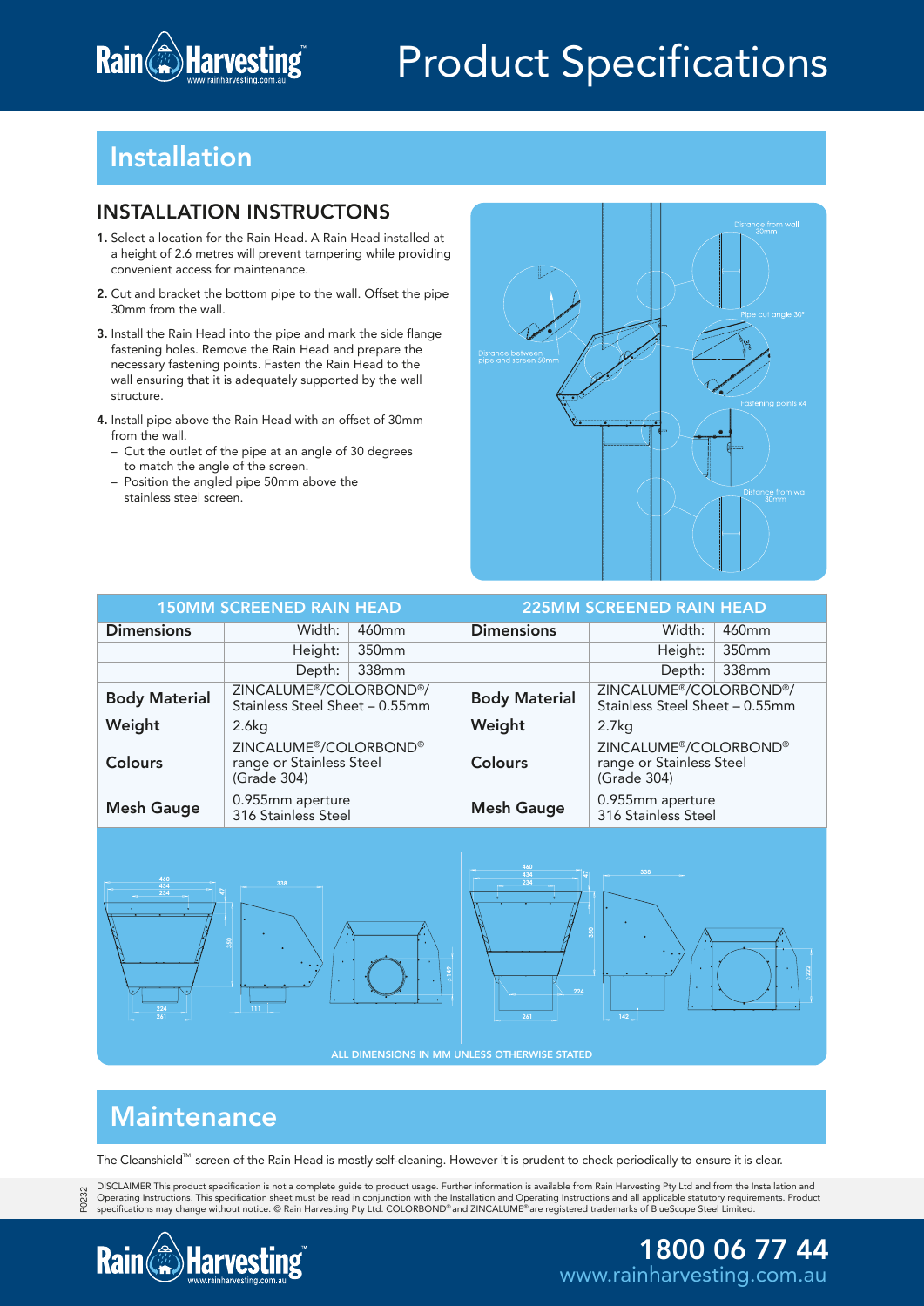# Product Specifications

## Installation

### INSTALLATION INSTRUCTONS

1. Select a location for the Rain Head. A Rain Head installed at a height of 2.6 metres will prevent tampering while providing convenient access for maintenance.
2. Cut and bracket the bottom pipe to the wall. Offset the pipe 30mm from the wall.
3. Install the Rain Head into the pipe and mark the side flange fastening holes. Remove the Rain Head and prepare the necessary fastening points. Fasten the Rain Head to the wall ensuring that it is adequately supported by the wall structure.
4. Install pipe above the Rain Head with an offset of 30mm from the wall.
   - Cut the outlet of the pipe at an angle of 30 degrees to match the angle of the screen.
   - Position the angled pipe 50mm above the stainless steel screen.

Distance from wall 30mm

Pipe cut angle 30°

Distance between pipe and screen 50mm

Fastening points x4

Distance from wall 30mm

| 150MM SCREENED RAIN HEAD | | | 225MM SCREENED RAIN HEAD | | |
|---|---|---|---|---|---|
| Dimensions | Width: | 460mm | Dimensions | Width: | 460mm |
| | Height: | 350mm | | Height: | 350mm |
| | Depth: | 338mm | | Depth: | 338mm |
| Body Material | ZINCALUME®/COLORBOND®/ Stainless Steel Sheet – 0.55mm | | Body Material | ZINCALUME®/COLORBOND®/ Stainless Steel Sheet – 0.55mm | |
| Weight | 2.6kg | | Weight | 2.7kg | |
| Colours | ZINCALUME®/COLORBOND® range or Stainless Steel (Grade 304) | | Colours | ZINCALUME®/COLORBOND® range or Stainless Steel (Grade 304) | |
| Mesh Gauge | 0.955mm aperture 316 Stainless Steel | | Mesh Gauge | 0.955mm aperture 316 Stainless Steel | |

460
434
234
47
338
350
224
261
111
149

460
434
234
47
338
350
224
261
142
222

ALL DIMENSIONS IN MM UNLESS OTHERWISE STATED

## Maintenance

The Cleanshield™ screen of the Rain Head is mostly self-cleaning. However it is prudent to check periodically to ensure it is clear.

P0232 DISCLAIMER This product specification is not a complete guide to product usage. Further information is available from Rain Harvesting Pty Ltd and from the Installation and Operating Instructions. This specification sheet must be read in conjunction with the Installation and Operating Instructions and all applicable statutory requirements. Product specifications may change without notice. © Rain Harvesting Pty Ltd. COLORBOND® and ZINCALUME® are registered trademarks of BlueScope Steel Limited.

1800 06 77 44
www.rainharvesting.com.au